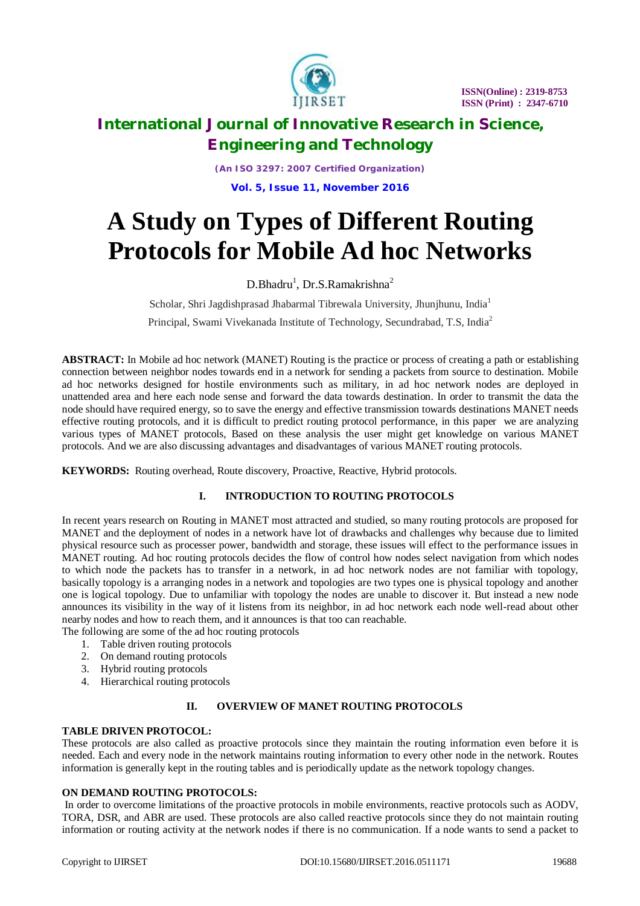# A Study on Types of Different Routing Protocols for Mobile Ad hoc Networks

D.Bhadru[1], Dr.S.Ramakrishna[2]

Scholar, Shri Jagdishprasad Jhabarmal Tibrewala University, Jhunjhunu, India[1]

Principal, Swami Vivekanada Institute of Technology, Secundrabad, T.S, India[2]

**ABSTRACT:** In Mobile ad hoc network (MANET) Routing is the practice or process of creating a path or establishing connection between neighbor nodes towards end in a network for sending a packets from source to destination. Mobile ad hoc networks designed for hostile environments such as military, in ad hoc network nodes are deployed in unattended area and here each node sense and forward the data towards destination. In order to transmit the data the node should have required energy, so to save the energy and effective transmission towards destinations MANET needs effective routing protocols, and it is difficult to predict routing protocol performance, in this paper we are analyzing various types of MANET protocols, Based on these analysis the user might get knowledge on various MANET protocols. And we are also discussing advantages and disadvantages of various MANET routing protocols.

**KEYWORDS:** Routing overhead, Route discovery, Proactive, Reactive, Hybrid protocols.

## I. INTRODUCTION TO ROUTING PROTOCOLS

In recent years research on Routing in MANET most attracted and studied, so many routing protocols are proposed for MANET and the deployment of nodes in a network have lot of drawbacks and challenges why because due to limited physical resource such as processer power, bandwidth and storage, these issues will effect to the performance issues in MANET routing. Ad hoc routing protocols decides the flow of control how nodes select navigation from which nodes to which node the packets has to transfer in a network, in ad hoc network nodes are not familiar with topology, basically topology is a arranging nodes in a network and topologies are two types one is physical topology and another one is logical topology. Due to unfamiliar with topology the nodes are unable to discover it. But instead a new node announces its visibility in the way of it listens from its neighbor, in ad hoc network each node well-read about other nearby nodes and how to reach them, and it announces is that too can reachable.

The following are some of the ad hoc routing protocols

1. Table driven routing protocols
2. On demand routing protocols
3. Hybrid routing protocols
4. Hierarchical routing protocols

## II. OVERVIEW OF MANET ROUTING PROTOCOLS

### TABLE DRIVEN PROTOCOL:

These protocols are also called as proactive protocols since they maintain the routing information even before it is needed. Each and every node in the network maintains routing information to every other node in the network. Routes information is generally kept in the routing tables and is periodically update as the network topology changes.

### ON DEMAND ROUTING PROTOCOLS:

In order to overcome limitations of the proactive protocols in mobile environments, reactive protocols such as AODV, TORA, DSR, and ABR are used. These protocols are also called reactive protocols since they do not maintain routing information or routing activity at the network nodes if there is no communication. If a node wants to send a packet to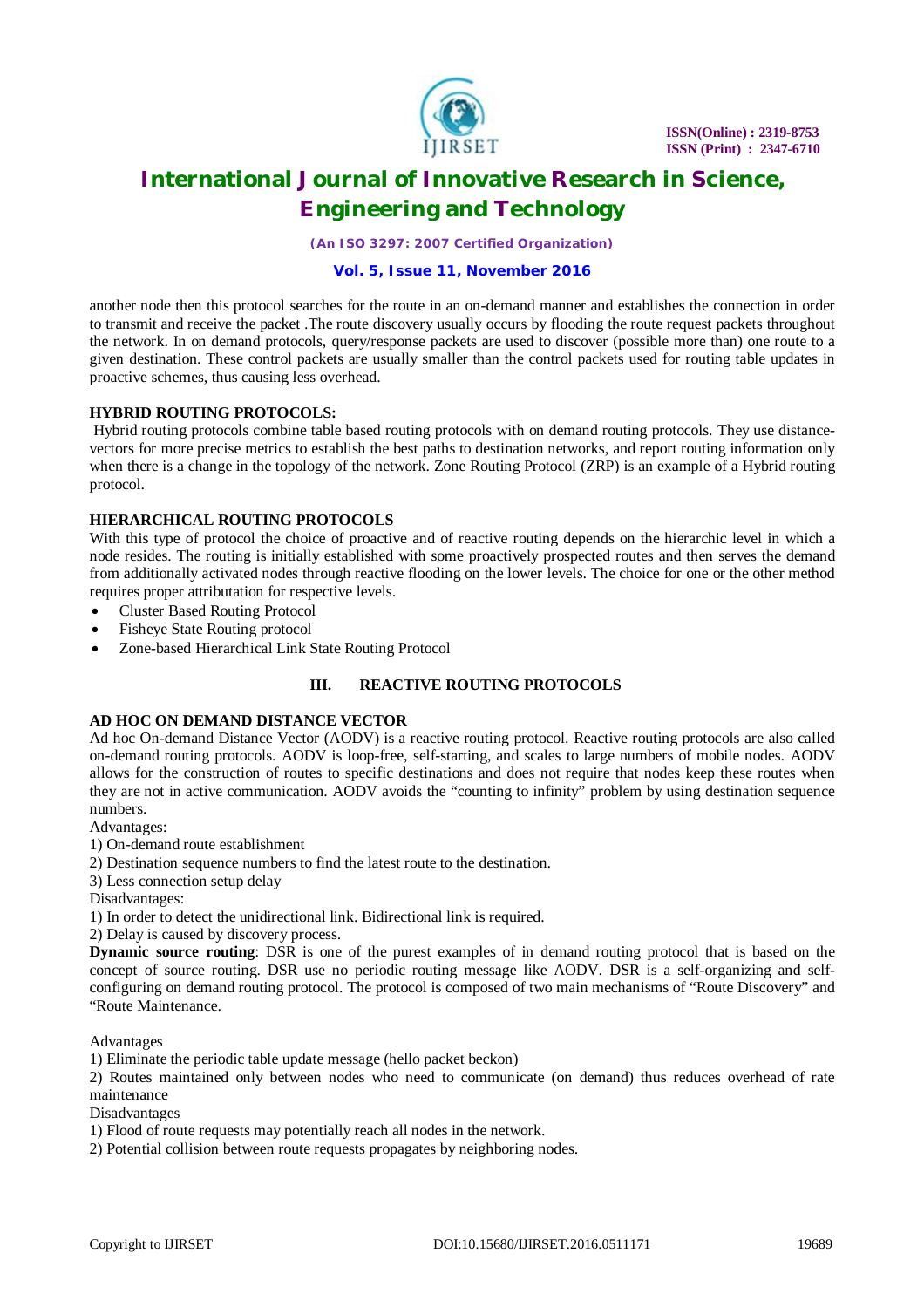another node then this protocol searches for the route in an on-demand manner and establishes the connection in order to transmit and receive the packet .The route discovery usually occurs by flooding the route request packets throughout the network. In on demand protocols, query/response packets are used to discover (possible more than) one route to a given destination. These control packets are usually smaller than the control packets used for routing table updates in proactive schemes, thus causing less overhead.

**HYBRID ROUTING PROTOCOLS:**

Hybrid routing protocols combine table based routing protocols with on demand routing protocols. They use distance-vectors for more precise metrics to establish the best paths to destination networks, and report routing information only when there is a change in the topology of the network. Zone Routing Protocol (ZRP) is an example of a Hybrid routing protocol.

**HIERARCHICAL ROUTING PROTOCOLS**

With this type of protocol the choice of proactive and of reactive routing depends on the hierarchic level in which a node resides. The routing is initially established with some proactively prospected routes and then serves the demand from additionally activated nodes through reactive flooding on the lower levels. The choice for one or the other method requires proper attribution for respective levels.

- Cluster Based Routing Protocol
- Fisheye State Routing protocol
- Zone-based Hierarchical Link State Routing Protocol

## III. REACTIVE ROUTING PROTOCOLS

**AD HOC ON DEMAND DISTANCE VECTOR**

Ad hoc On-demand Distance Vector (AODV) is a reactive routing protocol. Reactive routing protocols are also called on-demand routing protocols. AODV is loop-free, self-starting, and scales to large numbers of mobile nodes. AODV allows for the construction of routes to specific destinations and does not require that nodes keep these routes when they are not in active communication. AODV avoids the "counting to infinity" problem by using destination sequence numbers.

Advantages:

1) On-demand route establishment

2) Destination sequence numbers to find the latest route to the destination.

3) Less connection setup delay

Disadvantages:

1) In order to detect the unidirectional link. Bidirectional link is required.

2) Delay is caused by discovery process.

**Dynamic source routing**: DSR is one of the purest examples of in demand routing protocol that is based on the concept of source routing. DSR use no periodic routing message like AODV. DSR is a self-organizing and self-configuring on demand routing protocol. The protocol is composed of two main mechanisms of "Route Discovery" and "Route Maintenance.

Advantages

1) Eliminate the periodic table update message (hello packet beckon)

2) Routes maintained only between nodes who need to communicate (on demand) thus reduces overhead of rate maintenance

Disadvantages

1) Flood of route requests may potentially reach all nodes in the network.

2) Potential collision between route requests propagates by neighboring nodes.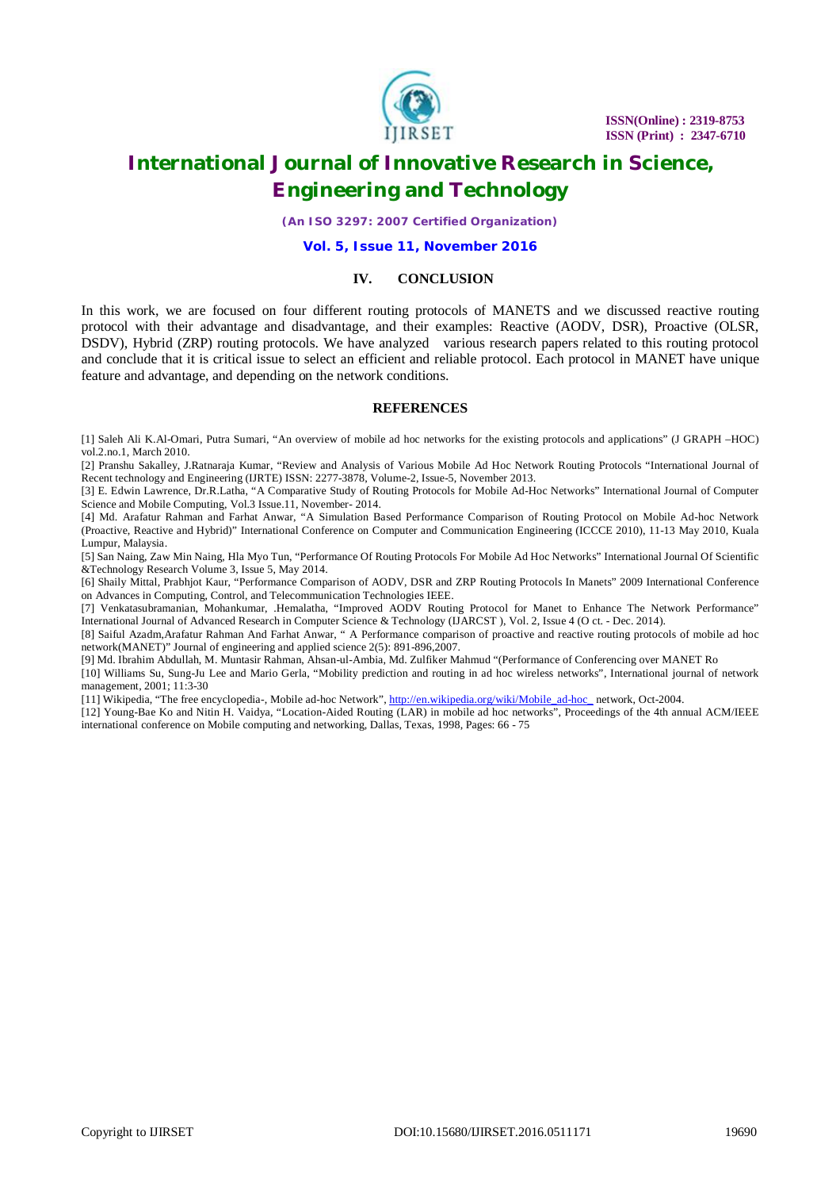## IV. CONCLUSION

In this work, we are focused on four different routing protocols of MANETS and we discussed reactive routing protocol with their advantage and disadvantage, and their examples: Reactive (AODV, DSR), Proactive (OLSR, DSDV), Hybrid (ZRP) routing protocols. We have analyzed various research papers related to this routing protocol and conclude that it is critical issue to select an efficient and reliable protocol. Each protocol in MANET have unique feature and advantage, and depending on the network conditions.

## REFERENCES

[1] Saleh Ali K.Al-Omari, Putra Sumari, "An overview of mobile ad hoc networks for the existing protocols and applications" (J GRAPH –HOC) vol.2.no.1, March 2010.

[2] Pranshu Sakalley, J.Ratnaraja Kumar, "Review and Analysis of Various Mobile Ad Hoc Network Routing Protocols "International Journal of Recent technology and Engineering (IJRTE) ISSN: 2277-3878, Volume-2, Issue-5, November 2013.

[3] E. Edwin Lawrence, Dr.R.Latha, "A Comparative Study of Routing Protocols for Mobile Ad-Hoc Networks" International Journal of Computer Science and Mobile Computing, Vol.3 Issue.11, November- 2014.

[4] Md. Arafatur Rahman and Farhat Anwar, "A Simulation Based Performance Comparison of Routing Protocol on Mobile Ad-hoc Network (Proactive, Reactive and Hybrid)" International Conference on Computer and Communication Engineering (ICCCE 2010), 11-13 May 2010, Kuala Lumpur, Malaysia.

[5] San Naing, Zaw Min Naing, Hla Myo Tun, "Performance Of Routing Protocols For Mobile Ad Hoc Networks" International Journal Of Scientific &Technology Research Volume 3, Issue 5, May 2014.

[6] Shaily Mittal, Prabhjot Kaur, "Performance Comparison of AODV, DSR and ZRP Routing Protocols In Manets" 2009 International Conference on Advances in Computing, Control, and Telecommunication Technologies IEEE.

[7] Venkatasubramanian, Mohankumar, .Hemalatha, "Improved AODV Routing Protocol for Manet to Enhance The Network Performance" International Journal of Advanced Research in Computer Science & Technology (IJARCST ), Vol. 2, Issue 4 (O ct. - Dec. 2014).

[8] Saiful Azadm,Arafatur Rahman And Farhat Anwar, " A Performance comparison of proactive and reactive routing protocols of mobile ad hoc network(MANET)" Journal of engineering and applied science 2(5): 891-896,2007.

[9] Md. Ibrahim Abdullah, M. Muntasir Rahman, Ahsan-ul-Ambia, Md. Zulfiker Mahmud "(Performance of Conferencing over MANET Ro

[10] Williams Su, Sung-Ju Lee and Mario Gerla, "Mobility prediction and routing in ad hoc wireless networks", International journal of network management, 2001; 11:3-30

[11] Wikipedia, "The free encyclopedia-, Mobile ad-hoc Network", http://en.wikipedia.org/wiki/Mobile_ad-hoc_ network, Oct-2004.

[12] Young-Bae Ko and Nitin H. Vaidya, "Location-Aided Routing (LAR) in mobile ad hoc networks", Proceedings of the 4th annual ACM/IEEE international conference on Mobile computing and networking, Dallas, Texas, 1998, Pages: 66 - 75